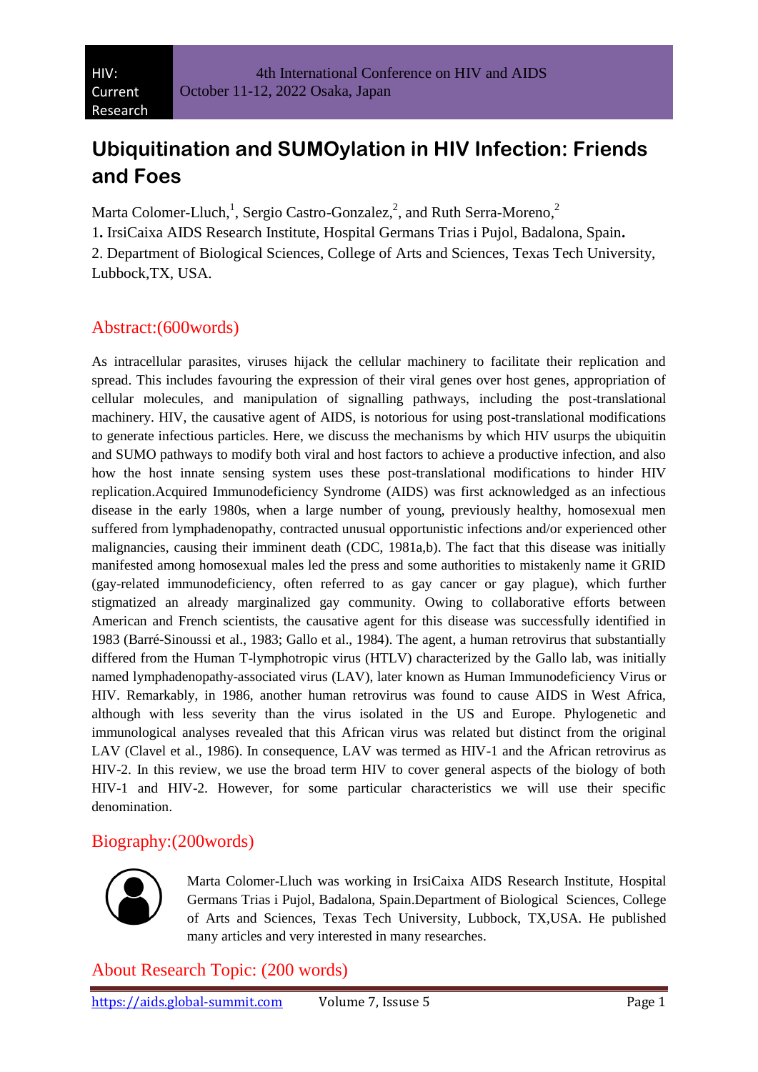# Ubiquitination and SUMOylation in HIV Infection: Friends and Foes

Marta Colomer-Lluch,[1], Sergio Castro-Gonzalez,[2], and Ruth Serra-Moreno,[2]

1. IrsiCaixa AIDS Research Institute, Hospital Germans Trias i Pujol, Badalona, Spain.

2. Department of Biological Sciences, College of Arts and Sciences, Texas Tech University, Lubbock,TX, USA.

## Abstract:(600words)

As intracellular parasites, viruses hijack the cellular machinery to facilitate their replication and spread. This includes favouring the expression of their viral genes over host genes, appropriation of cellular molecules, and manipulation of signalling pathways, including the post-translational machinery. HIV, the causative agent of AIDS, is notorious for using post-translational modifications to generate infectious particles. Here, we discuss the mechanisms by which HIV usurps the ubiquitin and SUMO pathways to modify both viral and host factors to achieve a productive infection, and also how the host innate sensing system uses these post-translational modifications to hinder HIV replication.Acquired Immunodeficiency Syndrome (AIDS) was first acknowledged as an infectious disease in the early 1980s, when a large number of young, previously healthy, homosexual men suffered from lymphadenopathy, contracted unusual opportunistic infections and/or experienced other malignancies, causing their imminent death (CDC, 1981a,b). The fact that this disease was initially manifested among homosexual males led the press and some authorities to mistakenly name it GRID (gay-related immunodeficiency, often referred to as gay cancer or gay plague), which further stigmatized an already marginalized gay community. Owing to collaborative efforts between American and French scientists, the causative agent for this disease was successfully identified in 1983 (Barré-Sinoussi et al., 1983; Gallo et al., 1984). The agent, a human retrovirus that substantially differed from the Human T-lymphotropic virus (HTLV) characterized by the Gallo lab, was initially named lymphadenopathy-associated virus (LAV), later known as Human Immunodeficiency Virus or HIV. Remarkably, in 1986, another human retrovirus was found to cause AIDS in West Africa, although with less severity than the virus isolated in the US and Europe. Phylogenetic and immunological analyses revealed that this African virus was related but distinct from the original LAV (Clavel et al., 1986). In consequence, LAV was termed as HIV-1 and the African retrovirus as HIV-2. In this review, we use the broad term HIV to cover general aspects of the biology of both HIV-1 and HIV-2. However, for some particular characteristics we will use their specific denomination.

## Biography:(200words)

Marta Colomer-Lluch was working in IrsiCaixa AIDS Research Institute, Hospital Germans Trias i Pujol, Badalona, Spain.Department of Biological Sciences, College of Arts and Sciences, Texas Tech University, Lubbock, TX,USA. He published many articles and very interested in many researches.

## About Research Topic: (200 words)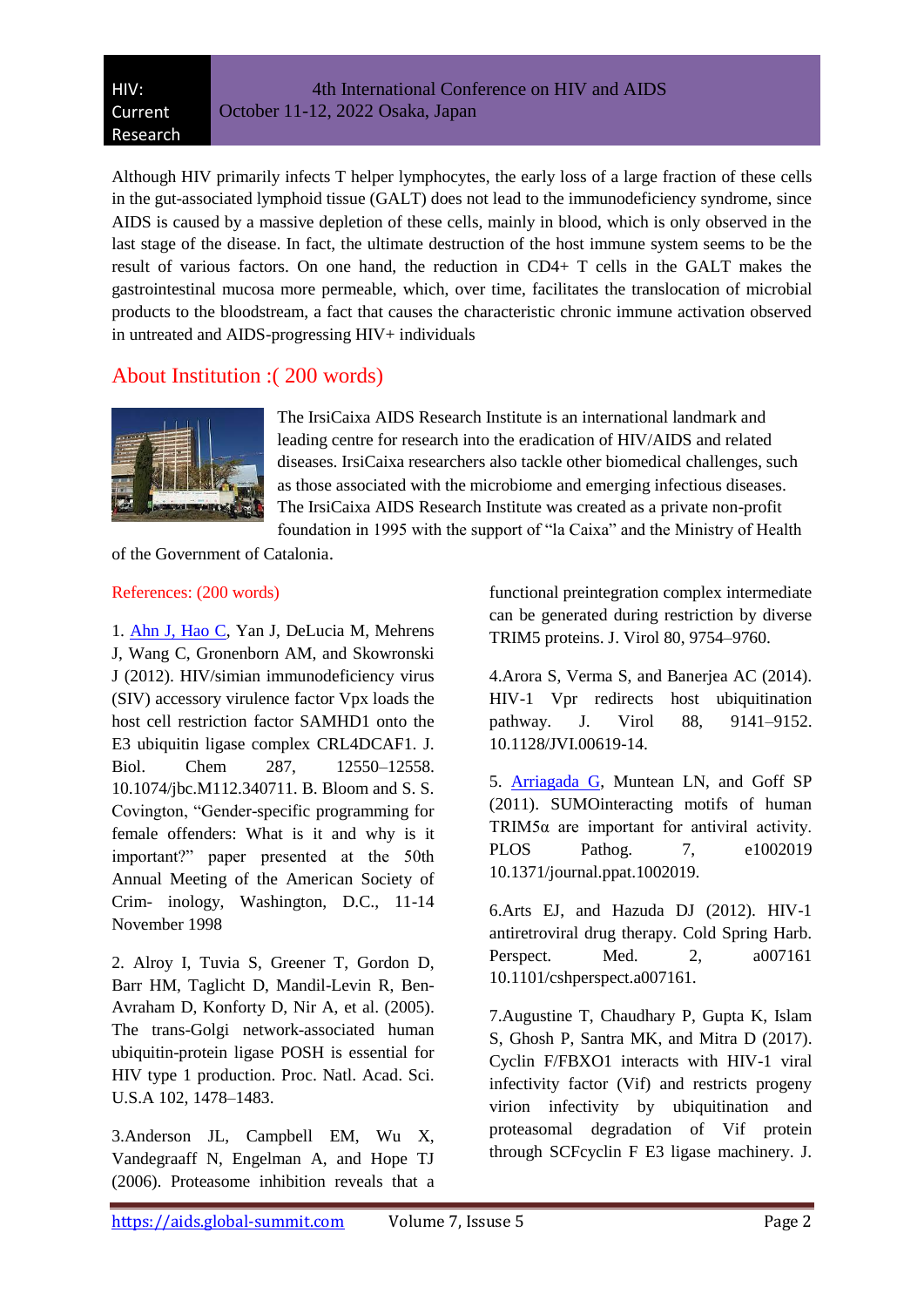Although HIV primarily infects T helper lymphocytes, the early loss of a large fraction of these cells in the gut-associated lymphoid tissue (GALT) does not lead to the immunodeficiency syndrome, since AIDS is caused by a massive depletion of these cells, mainly in blood, which is only observed in the last stage of the disease. In fact, the ultimate destruction of the host immune system seems to be the result of various factors. On one hand, the reduction in CD4+ T cells in the GALT makes the gastrointestinal mucosa more permeable, which, over time, facilitates the translocation of microbial products to the bloodstream, a fact that causes the characteristic chronic immune activation observed in untreated and AIDS-progressing HIV+ individuals

## About Institution :( 200 words)

The IrsiCaixa AIDS Research Institute is an international landmark and leading centre for research into the eradication of HIV/AIDS and related diseases. IrsiCaixa researchers also tackle other biomedical challenges, such as those associated with the microbiome and emerging infectious diseases. The IrsiCaixa AIDS Research Institute was created as a private non-profit foundation in 1995 with the support of "la Caixa" and the Ministry of Health of the Government of Catalonia.

### References: (200 words)

1. Ahn J, Hao C, Yan J, DeLucia M, Mehrens J, Wang C, Gronenborn AM, and Skowronski J (2012). HIV/simian immunodeficiency virus (SIV) accessory virulence factor Vpx loads the host cell restriction factor SAMHD1 onto the E3 ubiquitin ligase complex CRL4DCAF1. J. Biol. Chem 287, 12550–12558. 10.1074/jbc.M112.340711. B. Bloom and S. S. Covington, "Gender-specific programming for female offenders: What is it and why is it important?" paper presented at the 50th Annual Meeting of the American Society of Crim- inology, Washington, D.C., 11-14 November 1998

2. Alroy I, Tuvia S, Greener T, Gordon D, Barr HM, Taglicht D, Mandil-Levin R, Ben-Avraham D, Konforty D, Nir A, et al. (2005). The trans-Golgi network-associated human ubiquitin-protein ligase POSH is essential for HIV type 1 production. Proc. Natl. Acad. Sci. U.S.A 102, 1478–1483.

3.Anderson JL, Campbell EM, Wu X, Vandegraaff N, Engelman A, and Hope TJ (2006). Proteasome inhibition reveals that a functional preintegration complex intermediate can be generated during restriction by diverse TRIM5 proteins. J. Virol 80, 9754–9760.

4.Arora S, Verma S, and Banerjea AC (2014). HIV-1 Vpr redirects host ubiquitination pathway. J. Virol 88, 9141–9152. 10.1128/JVI.00619-14.

5. Arriagada G, Muntean LN, and Goff SP (2011). SUMOinteracting motifs of human TRIM5α are important for antiviral activity. PLOS Pathog. 7, e1002019 10.1371/journal.ppat.1002019.

6.Arts EJ, and Hazuda DJ (2012). HIV-1 antiretroviral drug therapy. Cold Spring Harb. Perspect. Med. 2, a007161 10.1101/cshperspect.a007161.

7.Augustine T, Chaudhary P, Gupta K, Islam S, Ghosh P, Santra MK, and Mitra D (2017). Cyclin F/FBXO1 interacts with HIV-1 viral infectivity factor (Vif) and restricts progeny virion infectivity by ubiquitination and proteasomal degradation of Vif protein through SCFcyclin F E3 ligase machinery. J.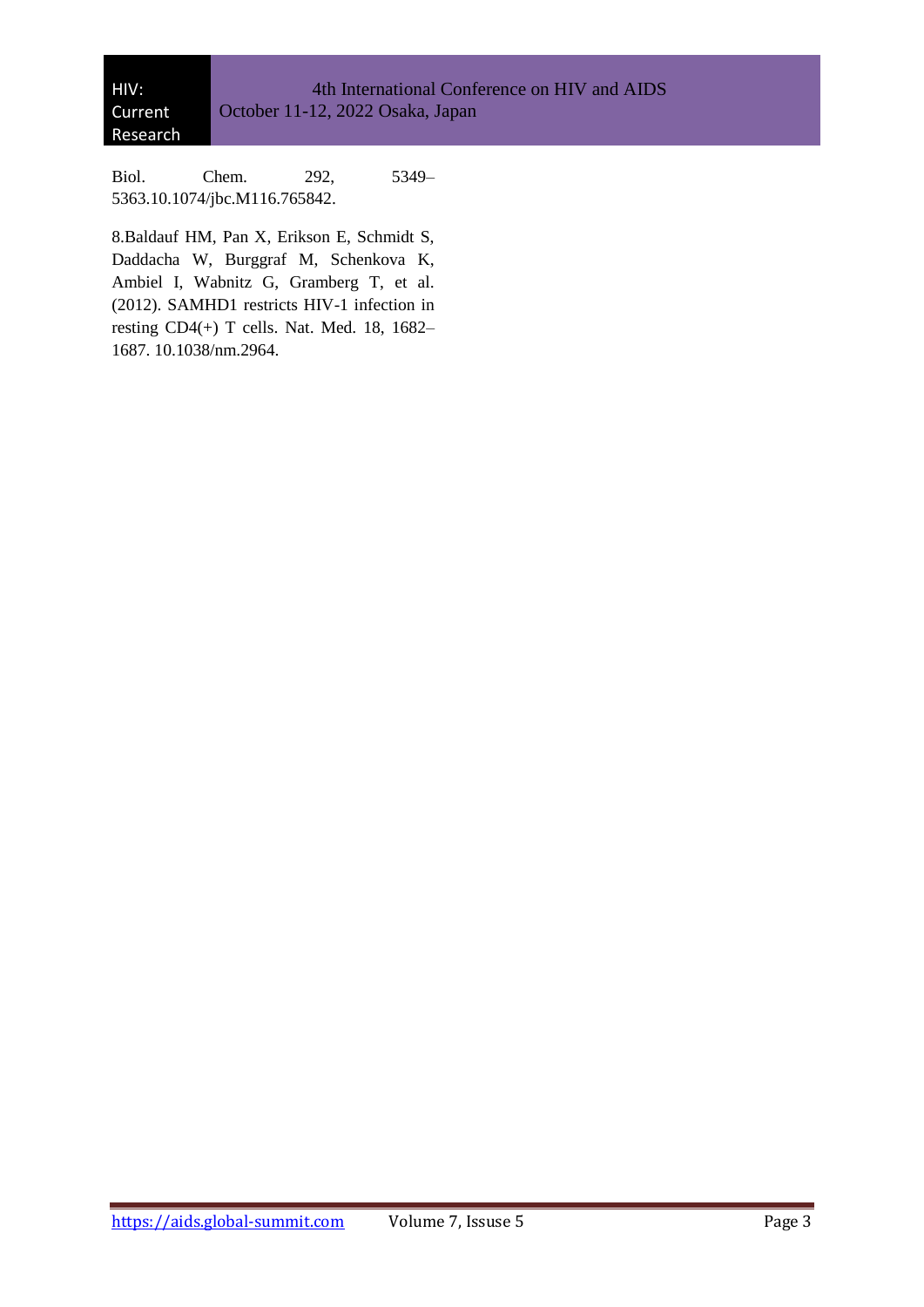Biol. Chem. 292, 5349–5363.10.1074/jbc.M116.765842.

8.Baldauf HM, Pan X, Erikson E, Schmidt S, Daddacha W, Burggraf M, Schenkova K, Ambiel I, Wabnitz G, Gramberg T, et al. (2012). SAMHD1 restricts HIV-1 infection in resting CD4(+) T cells. Nat. Med. 18, 1682–1687. 10.1038/nm.2964.